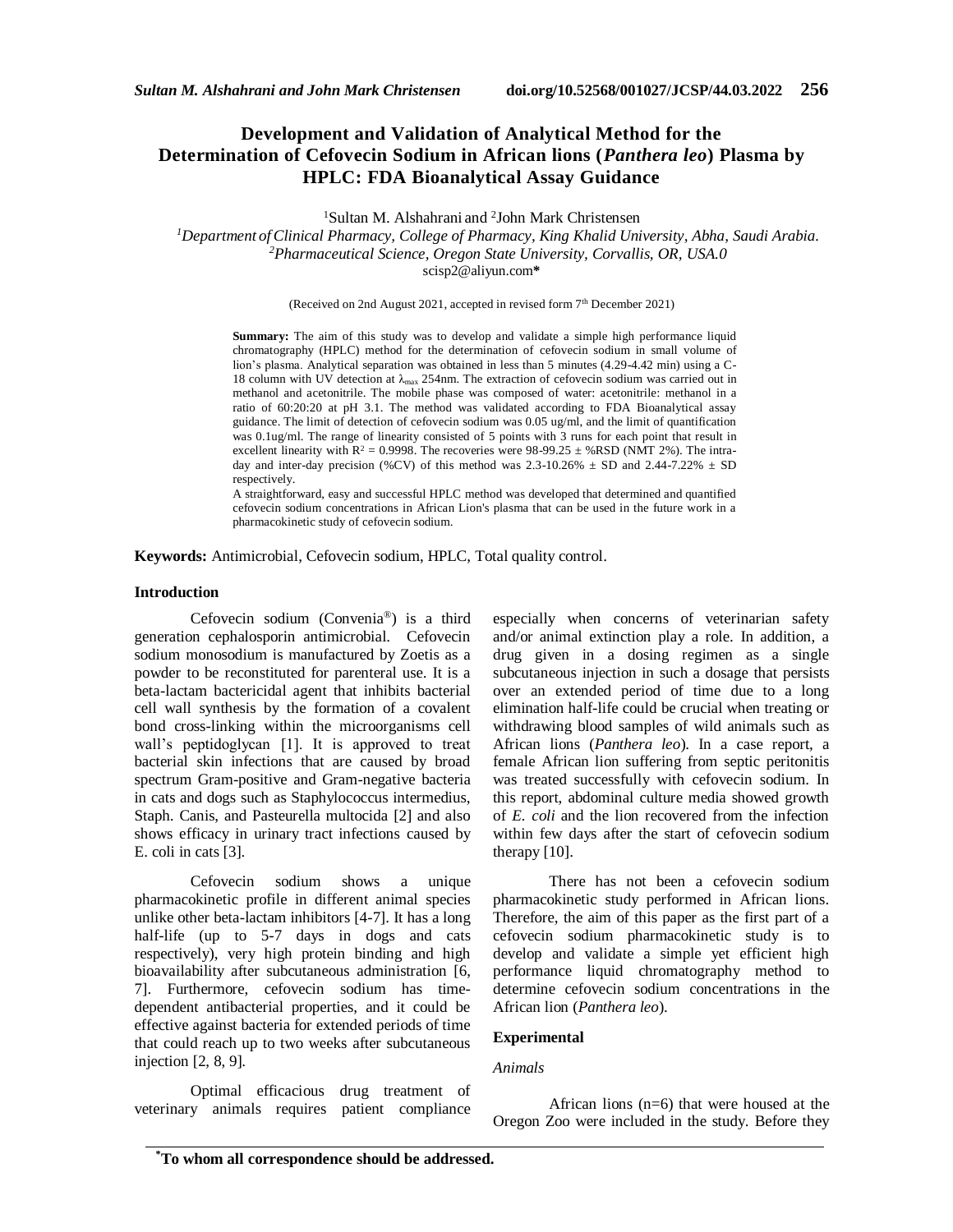# Development and Validation of Analytical Method for the Determination of Cefovecin Sodium in African lions (*Panthera leo*) Plasma by HPLC: FDA Bioanalytical Assay Guidance

[1]Sultan M. Alshahrani and [2]John Mark Christensen

[1]*Department of Clinical Pharmacy, College of Pharmacy, King Khalid University, Abha, Saudi Arabia.*
[2]*Pharmaceutical Science, Oregon State University, Corvallis, OR, USA.0*
scisp2@aliyun.com*

(Received on 2nd August 2021, accepted in revised form 7th December 2021)

**Summary:** The aim of this study was to develop and validate a simple high performance liquid chromatography (HPLC) method for the determination of cefovecin sodium in small volume of lion's plasma. Analytical separation was obtained in less than 5 minutes (4.29-4.42 min) using a C-18 column with UV detection at $\lambda_{max}$ 254nm. The extraction of cefovecin sodium was carried out in methanol and acetonitrile. The mobile phase was composed of water: acetonitrile: methanol in a ratio of 60:20:20 at pH 3.1. The method was validated according to FDA Bioanalytical assay guidance. The limit of detection of cefovecin sodium was 0.05 ug/ml, and the limit of quantification was 0.1ug/ml. The range of linearity consisted of 5 points with 3 runs for each point that result in excellent linearity with $R^2 = 0.9998$. The recoveries were 98-99.25 ± %RSD (NMT 2%). The intra-day and inter-day precision (%CV) of this method was 2.3-10.26% ± SD and 2.44-7.22% ± SD respectively.

A straightforward, easy and successful HPLC method was developed that determined and quantified cefovecin sodium concentrations in African Lion's plasma that can be used in the future work in a pharmacokinetic study of cefovecin sodium.

**Keywords:** Antimicrobial, Cefovecin sodium, HPLC, Total quality control.

## Introduction

Cefovecin sodium (Convenia®) is a third generation cephalosporin antimicrobial. Cefovecin sodium monosodium is manufactured by Zoetis as a powder to be reconstituted for parenteral use. It is a beta-lactam bactericidal agent that inhibits bacterial cell wall synthesis by the formation of a covalent bond cross-linking within the microorganisms cell wall's peptidoglycan [1]. It is approved to treat bacterial skin infections that are caused by broad spectrum Gram-positive and Gram-negative bacteria in cats and dogs such as Staphylococcus intermedius, Staph. Canis, and Pasteurella multocida [2] and also shows efficacy in urinary tract infections caused by E. coli in cats [3].

Cefovecin sodium shows a unique pharmacokinetic profile in different animal species unlike other beta-lactam inhibitors [4-7]. It has a long half-life (up to 5-7 days in dogs and cats respectively), very high protein binding and high bioavailability after subcutaneous administration [6, 7]. Furthermore, cefovecin sodium has time-dependent antibacterial properties, and it could be effective against bacteria for extended periods of time that could reach up to two weeks after subcutaneous injection [2, 8, 9].

Optimal efficacious drug treatment of veterinary animals requires patient compliance especially when concerns of veterinarian safety and/or animal extinction play a role. In addition, a drug given in a dosing regimen as a single subcutaneous injection in such a dosage that persists over an extended period of time due to a long elimination half-life could be crucial when treating or withdrawing blood samples of wild animals such as African lions (*Panthera leo*). In a case report, a female African lion suffering from septic peritonitis was treated successfully with cefovecin sodium. In this report, abdominal culture media showed growth of *E. coli* and the lion recovered from the infection within few days after the start of cefovecin sodium therapy [10].

There has not been a cefovecin sodium pharmacokinetic study performed in African lions. Therefore, the aim of this paper as the first part of a cefovecin sodium pharmacokinetic study is to develop and validate a simple yet efficient high performance liquid chromatography method to determine cefovecin sodium concentrations in the African lion (*Panthera leo*).

## Experimental

### *Animals*

African lions (n=6) that were housed at the Oregon Zoo were included in the study. Before they

*To whom all correspondence should be addressed.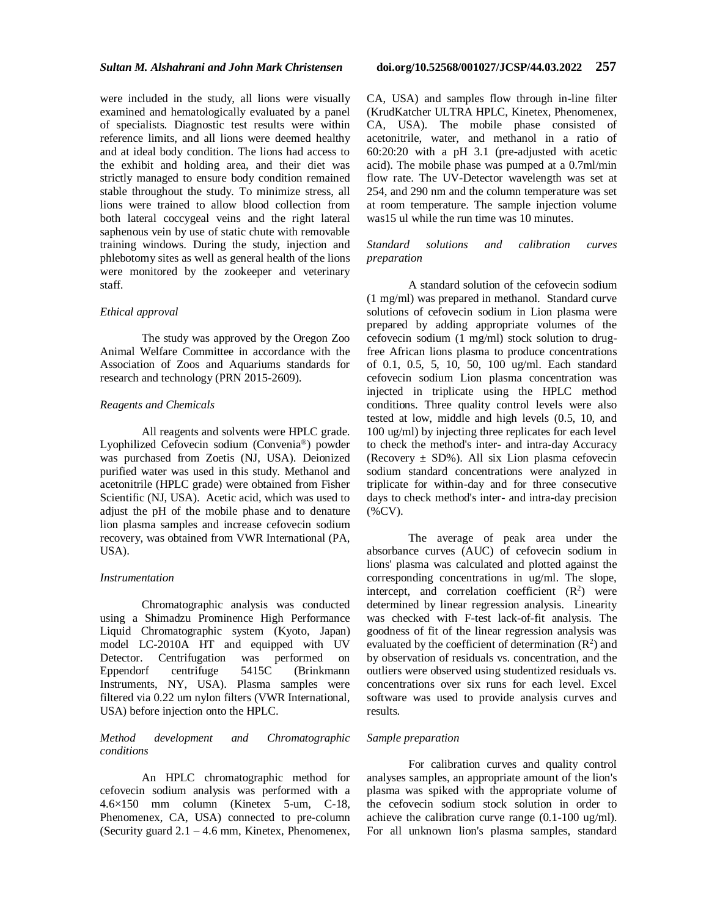were included in the study, all lions were visually examined and hematologically evaluated by a panel of specialists. Diagnostic test results were within reference limits, and all lions were deemed healthy and at ideal body condition. The lions had access to the exhibit and holding area, and their diet was strictly managed to ensure body condition remained stable throughout the study. To minimize stress, all lions were trained to allow blood collection from both lateral coccygeal veins and the right lateral saphenous vein by use of static chute with removable training windows. During the study, injection and phlebotomy sites as well as general health of the lions were monitored by the zookeeper and veterinary staff.

### *Ethical approval*

The study was approved by the Oregon Zoo Animal Welfare Committee in accordance with the Association of Zoos and Aquariums standards for research and technology (PRN 2015-2609).

### *Reagents and Chemicals*

All reagents and solvents were HPLC grade. Lyophilized Cefovecin sodium (Convenia®) powder was purchased from Zoetis (NJ, USA). Deionized purified water was used in this study. Methanol and acetonitrile (HPLC grade) were obtained from Fisher Scientific (NJ, USA). Acetic acid, which was used to adjust the pH of the mobile phase and to denature lion plasma samples and increase cefovecin sodium recovery, was obtained from VWR International (PA, USA).

### *Instrumentation*

Chromatographic analysis was conducted using a Shimadzu Prominence High Performance Liquid Chromatographic system (Kyoto, Japan) model LC-2010A HT and equipped with UV Detector. Centrifugation was performed on Eppendorf centrifuge 5415C (Brinkmann Instruments, NY, USA). Plasma samples were filtered via 0.22 um nylon filters (VWR International, USA) before injection onto the HPLC.

### *Method development and Chromatographic conditions*

An HPLC chromatographic method for cefovecin sodium analysis was performed with a 4.6×150 mm column (Kinetex 5-um, C-18, Phenomenex, CA, USA) connected to pre-column (Security guard 2.1 – 4.6 mm, Kinetex, Phenomenex, CA, USA) and samples flow through in-line filter (KrudKatcher ULTRA HPLC, Kinetex, Phenomenex, CA, USA). The mobile phase consisted of acetonitrile, water, and methanol in a ratio of 60:20:20 with a pH 3.1 (pre-adjusted with acetic acid). The mobile phase was pumped at a 0.7ml/min flow rate. The UV-Detector wavelength was set at 254, and 290 nm and the column temperature was set at room temperature. The sample injection volume was15 ul while the run time was 10 minutes.

### *Standard solutions and calibration curves preparation*

A standard solution of the cefovecin sodium (1 mg/ml) was prepared in methanol. Standard curve solutions of cefovecin sodium in Lion plasma were prepared by adding appropriate volumes of the cefovecin sodium (1 mg/ml) stock solution to drug-free African lions plasma to produce concentrations of 0.1, 0.5, 5, 10, 50, 100 ug/ml. Each standard cefovecin sodium Lion plasma concentration was injected in triplicate using the HPLC method conditions. Three quality control levels were also tested at low, middle and high levels (0.5, 10, and 100 ug/ml) by injecting three replicates for each level to check the method's inter- and intra-day Accuracy (Recovery ± SD%). All six Lion plasma cefovecin sodium standard concentrations were analyzed in triplicate for within-day and for three consecutive days to check method's inter- and intra-day precision (%CV).

The average of peak area under the absorbance curves (AUC) of cefovecin sodium in lions' plasma was calculated and plotted against the corresponding concentrations in ug/ml. The slope, intercept, and correlation coefficient ($R^2$) were determined by linear regression analysis. Linearity was checked with F-test lack-of-fit analysis. The goodness of fit of the linear regression analysis was evaluated by the coefficient of determination ($R^2$) and by observation of residuals vs. concentration, and the outliers were observed using studentized residuals vs. concentrations over six runs for each level. Excel software was used to provide analysis curves and results.

### *Sample preparation*

For calibration curves and quality control analyses samples, an appropriate amount of the lion's plasma was spiked with the appropriate volume of the cefovecin sodium stock solution in order to achieve the calibration curve range (0.1-100 ug/ml). For all unknown lion's plasma samples, standard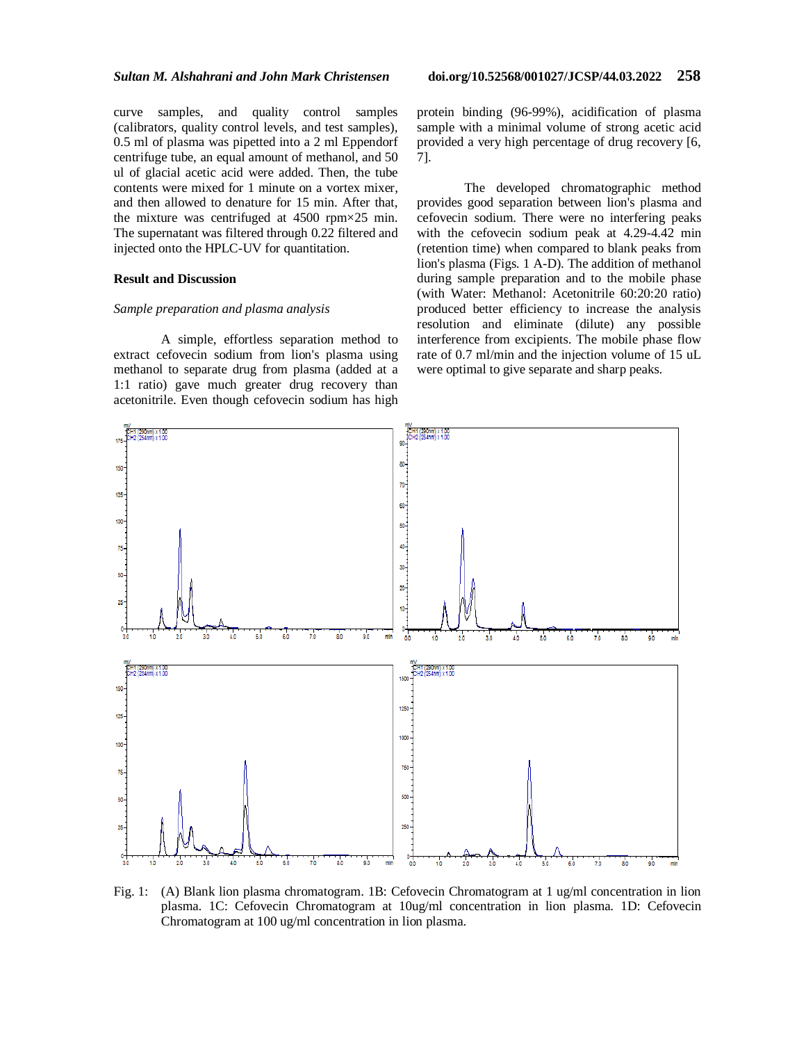curve samples, and quality control samples (calibrators, quality control levels, and test samples), 0.5 ml of plasma was pipetted into a 2 ml Eppendorf centrifuge tube, an equal amount of methanol, and 50 ul of glacial acetic acid were added. Then, the tube contents were mixed for 1 minute on a vortex mixer, and then allowed to denature for 15 min. After that, the mixture was centrifuged at 4500 rpm×25 min. The supernatant was filtered through 0.22 filtered and injected onto the HPLC-UV for quantitation.

## Result and Discussion

### *Sample preparation and plasma analysis*

A simple, effortless separation method to extract cefovecin sodium from lion's plasma using methanol to separate drug from plasma (added at a 1:1 ratio) gave much greater drug recovery than acetonitrile. Even though cefovecin sodium has high protein binding (96-99%), acidification of plasma sample with a minimal volume of strong acetic acid provided a very high percentage of drug recovery [6, 7].

The developed chromatographic method provides good separation between lion's plasma and cefovecin sodium. There were no interfering peaks with the cefovecin sodium peak at 4.29-4.42 min (retention time) when compared to blank peaks from lion's plasma (Figs. 1 A-D). The addition of methanol during sample preparation and to the mobile phase (with Water: Methanol: Acetonitrile 60:20:20 ratio) produced better efficiency to increase the analysis resolution and eliminate (dilute) any possible interference from excipients. The mobile phase flow rate of 0.7 ml/min and the injection volume of 15 uL were optimal to give separate and sharp peaks.

Fig. 1: (A) Blank lion plasma chromatogram. 1B: Cefovecin Chromatogram at 1 ug/ml concentration in lion plasma. 1C: Cefovecin Chromatogram at 10ug/ml concentration in lion plasma. 1D: Cefovecin Chromatogram at 100 ug/ml concentration in lion plasma.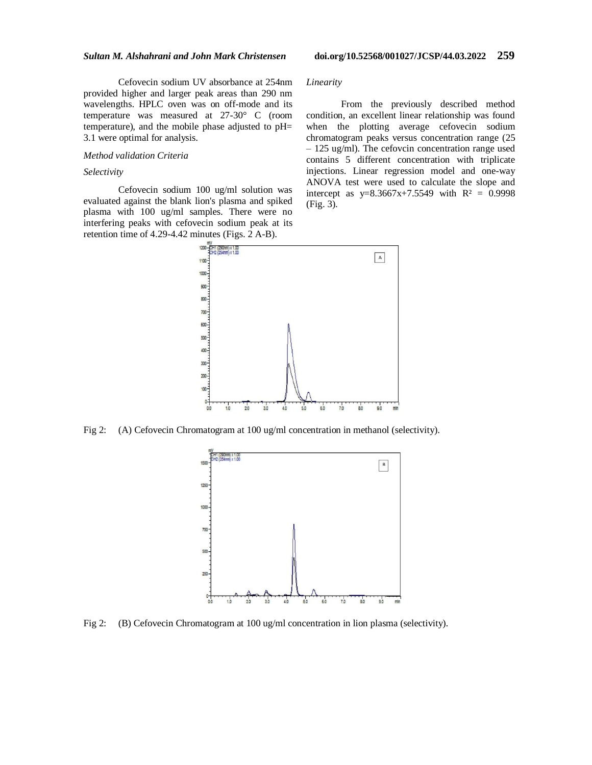Cefovecin sodium UV absorbance at 254nm provided higher and larger peak areas than 290 nm wavelengths. HPLC oven was on off-mode and its temperature was measured at 27-30° C (room temperature), and the mobile phase adjusted to pH= 3.1 were optimal for analysis.

*Method validation Criteria*

*Selectivity*

Cefovecin sodium 100 ug/ml solution was evaluated against the blank lion's plasma and spiked plasma with 100 ug/ml samples. There were no interfering peaks with cefovecin sodium peak at its retention time of 4.29-4.42 minutes (Figs. 2 A-B).

*Linearity*

From the previously described method condition, an excellent linear relationship was found when the plotting average cefovecin sodium chromatogram peaks versus concentration range (25 – 125 ug/ml). The cefovcin concentration range used contains 5 different concentration with triplicate injections. Linear regression model and one-way ANOVA test were used to calculate the slope and intercept as $y=8.3667x+7.5549$ with $R^2 = 0.9998$ (Fig. 3).

Fig 2: (A) Cefovecin Chromatogram at 100 ug/ml concentration in methanol (selectivity).

Fig 2: (B) Cefovecin Chromatogram at 100 ug/ml concentration in lion plasma (selectivity).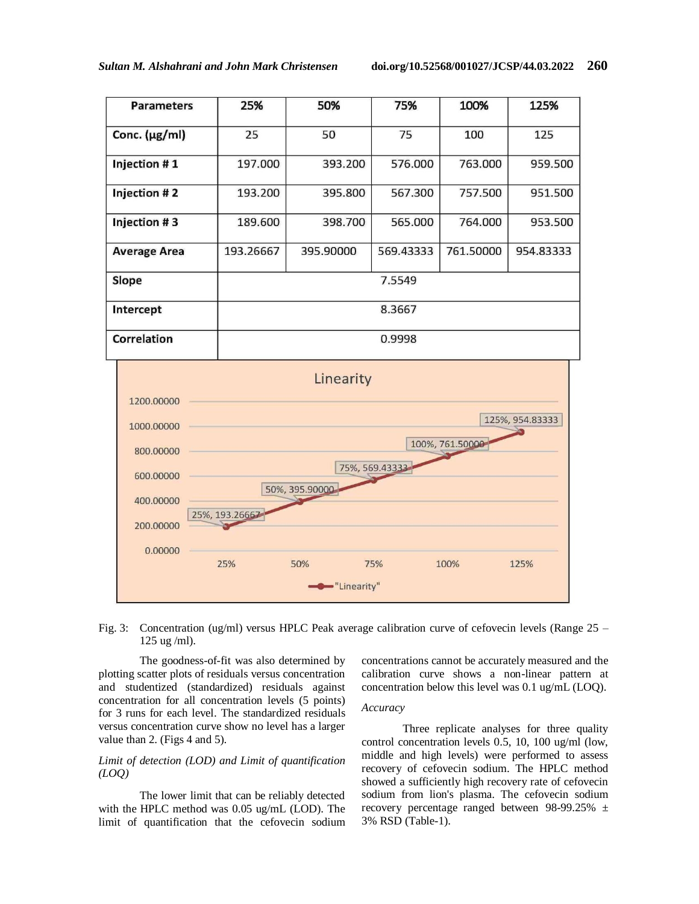| Parameters | 25% | 50% | 75% | 100% | 125% |
|---|---|---|---|---|---|
| Conc. (μg/ml) | 25 | 50 | 75 | 100 | 125 |
| Injection # 1 | 197.000 | 393.200 | 576.000 | 763.000 | 959.500 |
| Injection # 2 | 193.200 | 395.800 | 567.300 | 757.500 | 951.500 |
| Injection # 3 | 189.600 | 398.700 | 565.000 | 764.000 | 953.500 |
| Average Area | 193.26667 | 395.90000 | 569.43333 | 761.50000 | 954.83333 |
| Slope | 7.5549 | | | | |
| Intercept | 8.3667 | | | | |
| Correlation | 0.9998 | | | | |

Fig. 3: Concentration (ug/ml) versus HPLC Peak average calibration curve of cefovecin levels (Range 25 – 125 ug /ml).

The goodness-of-fit was also determined by plotting scatter plots of residuals versus concentration and studentized (standardized) residuals against concentration for all concentration levels (5 points) for 3 runs for each level. The standardized residuals versus concentration curve show no level has a larger value than 2. (Figs 4 and 5).

*Limit of detection (LOD) and Limit of quantification (LOQ)*

The lower limit that can be reliably detected with the HPLC method was 0.05 ug/mL (LOD). The limit of quantification that the cefovecin sodium concentrations cannot be accurately measured and the calibration curve shows a non-linear pattern at concentration below this level was 0.1 ug/mL (LOQ).

*Accuracy*

Three replicate analyses for three quality control concentration levels 0.5, 10, 100 ug/ml (low, middle and high levels) were performed to assess recovery of cefovecin sodium. The HPLC method showed a sufficiently high recovery rate of cefovecin sodium from lion's plasma. The cefovecin sodium recovery percentage ranged between 98-99.25% ± 3% RSD (Table-1).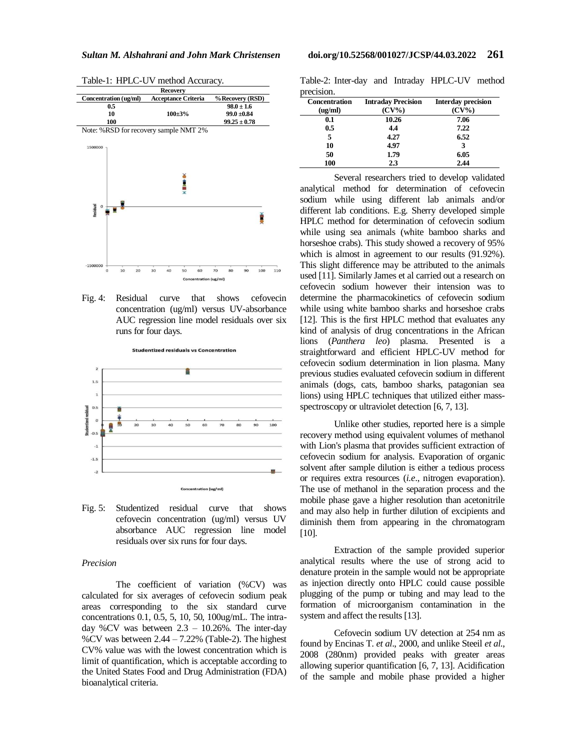Table-1: HPLC-UV method Accuracy.

| Recovery | | |
|---|---|---|
| Concentration (ug/ml) | Acceptance Criteria | %Recovery (RSD) |
| 0.5 | | 98.0 ± 1.6 |
| 10 | 100±3% | 99.0 ±0.84 |
| 100 | | 99.25 ± 0.78 |

Note: %RSD for recovery sample NMT 2%

Fig. 4: Residual curve that shows cefovecin concentration (ug/ml) versus UV-absorbance AUC regression line model residuals over six runs for four days.

Fig. 5: Studentized residual curve that shows cefovecin concentration (ug/ml) versus UV absorbance AUC regression line model residuals over six runs for four days.

*Precision*

The coefficient of variation (%CV) was calculated for six averages of cefovecin sodium peak areas corresponding to the six standard curve concentrations 0.1, 0.5, 5, 10, 50, 100ug/mL. The intra-day %CV was between 2.3 – 10.26%. The inter-day %CV was between 2.44 – 7.22% (Table-2). The highest CV% value was with the lowest concentration which is limit of quantification, which is acceptable according to the United States Food and Drug Administration (FDA) bioanalytical criteria.

Table-2: Inter-day and Intraday HPLC-UV method precision.

| Concentration (ug/ml) | Intraday Precision (CV%) | Interday precision (CV%) |
|---|---|---|
| 0.1 | 10.26 | 7.06 |
| 0.5 | 4.4 | 7.22 |
| 5 | 4.27 | 6.52 |
| 10 | 4.97 | 3 |
| 50 | 1.79 | 6.05 |
| 100 | 2.3 | 2.44 |

Several researchers tried to develop validated analytical method for determination of cefovecin sodium while using different lab animals and/or different lab conditions. E.g. Sherry developed simple HPLC method for determination of cefovecin sodium while using sea animals (white bamboo sharks and horseshoe crabs). This study showed a recovery of 95% which is almost in agreement to our results (91.92%). This slight difference may be attributed to the animals used [11]. Similarly James et al carried out a research on cefovecin sodium however their intension was to determine the pharmacokinetics of cefovecin sodium while using white bamboo sharks and horseshoe crabs [12]. This is the first HPLC method that evaluates any kind of analysis of drug concentrations in the African lions (*Panthera leo*) plasma. Presented is a straightforward and efficient HPLC-UV method for cefovecin sodium determination in lion plasma. Many previous studies evaluated cefovecin sodium in different animals (dogs, cats, bamboo sharks, patagonian sea lions) using HPLC techniques that utilized either mass-spectroscopy or ultraviolet detection [6, 7, 13].

Unlike other studies, reported here is a simple recovery method using equivalent volumes of methanol with Lion's plasma that provides sufficient extraction of cefovecin sodium for analysis. Evaporation of organic solvent after sample dilution is either a tedious process or requires extra resources (*i.e*., nitrogen evaporation). The use of methanol in the separation process and the mobile phase gave a higher resolution than acetonitrile and may also help in further dilution of excipients and diminish them from appearing in the chromatogram [10].

Extraction of the sample provided superior analytical results where the use of strong acid to denature protein in the sample would not be appropriate as injection directly onto HPLC could cause possible plugging of the pump or tubing and may lead to the formation of microorganism contamination in the system and affect the results [13].

Cefovecin sodium UV detection at 254 nm as found by Encinas T. *et al*., 2000, and unlike Steeil *et al*., 2008 (280nm) provided peaks with greater areas allowing superior quantification [6, 7, 13]. Acidification of the sample and mobile phase provided a higher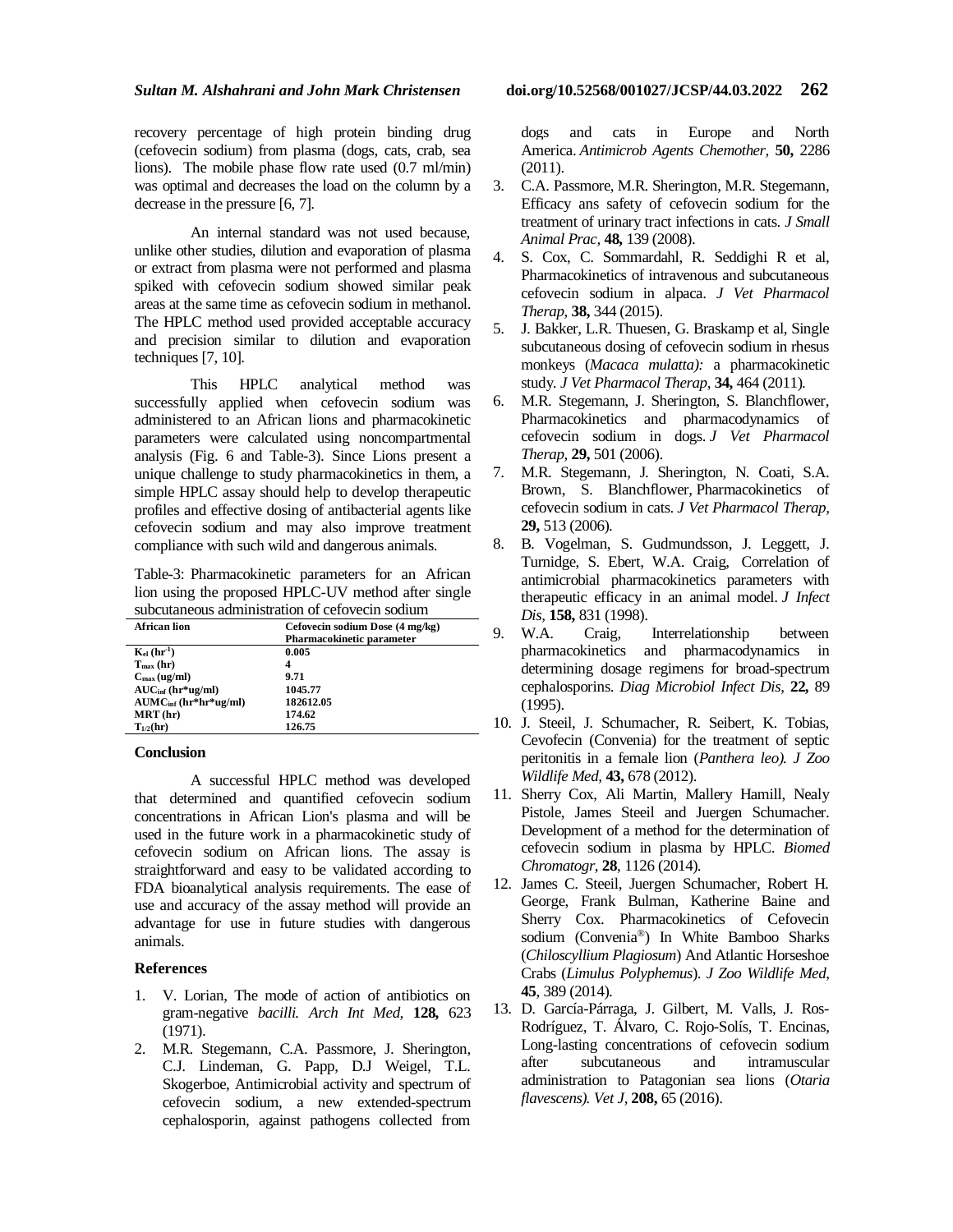recovery percentage of high protein binding drug (cefovecin sodium) from plasma (dogs, cats, crab, sea lions). The mobile phase flow rate used (0.7 ml/min) was optimal and decreases the load on the column by a decrease in the pressure [6, 7].

An internal standard was not used because, unlike other studies, dilution and evaporation of plasma or extract from plasma were not performed and plasma spiked with cefovecin sodium showed similar peak areas at the same time as cefovecin sodium in methanol. The HPLC method used provided acceptable accuracy and precision similar to dilution and evaporation techniques [7, 10].

This HPLC analytical method was successfully applied when cefovecin sodium was administered to an African lions and pharmacokinetic parameters were calculated using noncompartmental analysis (Fig. 6 and Table-3). Since Lions present a unique challenge to study pharmacokinetics in them, a simple HPLC assay should help to develop therapeutic profiles and effective dosing of antibacterial agents like cefovecin sodium and may also improve treatment compliance with such wild and dangerous animals.

Table-3: Pharmacokinetic parameters for an African lion using the proposed HPLC-UV method after single subcutaneous administration of cefovecin sodium

| African lion | Cefovecin sodium Dose (4 mg/kg) Pharmacokinetic parameter |
|---|---|
| $K_{el}$ ($hr^{-1}$) | 0.005 |
| $T_{max}$ (hr) | 4 |
| $C_{max}$ (ug/ml) | 9.71 |
| $AUC_{inf}$ (hr*ug/ml) | 1045.77 |
| $AUMC_{inf}$ (hr*hr*ug/ml) | 182612.05 |
| MRT (hr) | 174.62 |
| $T_{1/2}$(hr) | 126.75 |

## Conclusion

A successful HPLC method was developed that determined and quantified cefovecin sodium concentrations in African Lion's plasma and will be used in the future work in a pharmacokinetic study of cefovecin sodium on African lions. The assay is straightforward and easy to be validated according to FDA bioanalytical analysis requirements. The ease of use and accuracy of the assay method will provide an advantage for use in future studies with dangerous animals.

## References

1. V. Lorian, The mode of action of antibiotics on gram-negative *bacilli. Arch Int Med,* **128,** 623 (1971).
2. M.R. Stegemann, C.A. Passmore, J. Sherington, C.J. Lindeman, G. Papp, D.J Weigel, T.L. Skogerboe, Antimicrobial activity and spectrum of cefovecin sodium, a new extended-spectrum cephalosporin, against pathogens collected from dogs and cats in Europe and North America. *Antimicrob Agents Chemother,* **50,** 2286 (2011).
3. C.A. Passmore, M.R. Sherington, M.R. Stegemann, Efficacy ans safety of cefovecin sodium for the treatment of urinary tract infections in cats. *J Small Animal Prac,* **48,** 139 (2008).
4. S. Cox, C. Sommardahl, R. Seddighi R et al, Pharmacokinetics of intravenous and subcutaneous cefovecin sodium in alpaca. *J Vet Pharmacol Therap,* **38,** 344 (2015).
5. J. Bakker, L.R. Thuesen, G. Braskamp et al, Single subcutaneous dosing of cefovecin sodium in rhesus monkeys (*Macaca mulatta):* a pharmacokinetic study. *J Vet Pharmacol Therap,* **34,** 464 (2011).
6. M.R. Stegemann, J. Sherington, S. Blanchflower, Pharmacokinetics and pharmacodynamics of cefovecin sodium in dogs. *J Vet Pharmacol Therap,* **29,** 501 (2006).
7. M.R. Stegemann, J. Sherington, N. Coati, S.A. Brown, S. Blanchflower, Pharmacokinetics of cefovecin sodium in cats. *J Vet Pharmacol Therap,* **29,** 513 (2006).
8. B. Vogelman, S. Gudmundsson, J. Leggett, J. Turnidge, S. Ebert, W.A. Craig, Correlation of antimicrobial pharmacokinetics parameters with therapeutic efficacy in an animal model. *J Infect Dis,* **158,** 831 (1998).
9. W.A. Craig, Interrelationship between pharmacokinetics and pharmacodynamics in determining dosage regimens for broad-spectrum cephalosporins. *Diag Microbiol Infect Dis,* **22,** 89 (1995).
10. J. Steeil, J. Schumacher, R. Seibert, K. Tobias, Cevofecin (Convenia) for the treatment of septic peritonitis in a female lion (*Panthera leo). J Zoo Wildlife Med,* **43,** 678 (2012).
11. Sherry Cox, Ali Martin, Mallery Hamill, Nealy Pistole, James Steeil and Juergen Schumacher. Development of a method for the determination of cefovecin sodium in plasma by HPLC. *Biomed Chromatogr,* **28**, 1126 (2014).
12. James C. Steeil, Juergen Schumacher, Robert H. George, Frank Bulman, Katherine Baine and Sherry Cox. Pharmacokinetics of Cefovecin sodium (Convenia®) In White Bamboo Sharks (*Chiloscyllium Plagiosum*) And Atlantic Horseshoe Crabs (*Limulus Polyphemus*). *J Zoo Wildlife Med,* **45**, 389 (2014).
13. D. García-Párraga, J. Gilbert, M. Valls, J. Ros-Rodríguez, T. Álvaro, C. Rojo-Solís, T. Encinas, Long-lasting concentrations of cefovecin sodium after subcutaneous and intramuscular administration to Patagonian sea lions (*Otaria flavescens). Vet J,* **208,** 65 (2016).